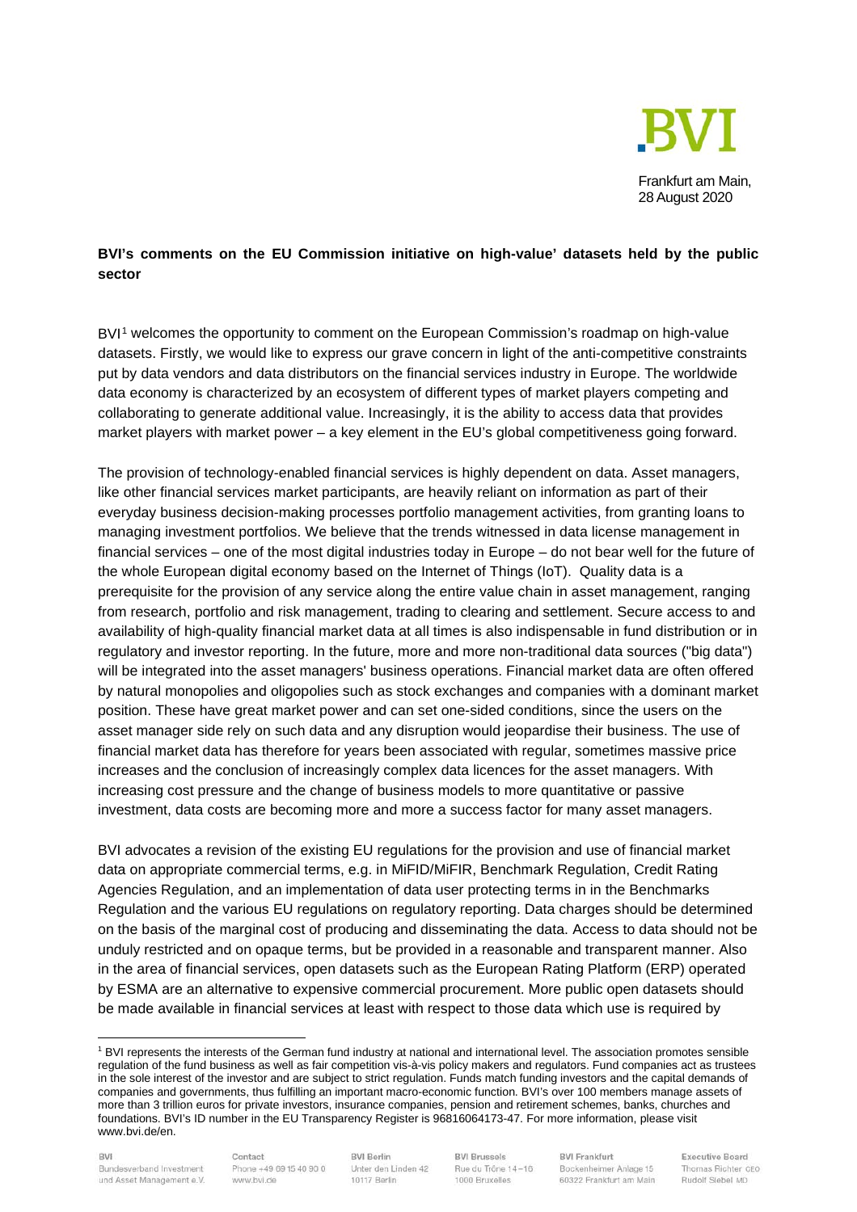Frankfurt am Main,
28 August 2020

**BVI's comments on the EU Commission initiative on high-value' datasets held by the public sector**

BVI[1] welcomes the opportunity to comment on the European Commission's roadmap on high-value datasets. Firstly, we would like to express our grave concern in light of the anti-competitive constraints put by data vendors and data distributors on the financial services industry in Europe. The worldwide data economy is characterized by an ecosystem of different types of market players competing and collaborating to generate additional value. Increasingly, it is the ability to access data that provides market players with market power – a key element in the EU's global competitiveness going forward.

The provision of technology-enabled financial services is highly dependent on data. Asset managers, like other financial services market participants, are heavily reliant on information as part of their everyday business decision-making processes portfolio management activities, from granting loans to managing investment portfolios. We believe that the trends witnessed in data license management in financial services – one of the most digital industries today in Europe – do not bear well for the future of the whole European digital economy based on the Internet of Things (IoT). Quality data is a prerequisite for the provision of any service along the entire value chain in asset management, ranging from research, portfolio and risk management, trading to clearing and settlement. Secure access to and availability of high-quality financial market data at all times is also indispensable in fund distribution or in regulatory and investor reporting. In the future, more and more non-traditional data sources ("big data") will be integrated into the asset managers' business operations. Financial market data are often offered by natural monopolies and oligopolies such as stock exchanges and companies with a dominant market position. These have great market power and can set one-sided conditions, since the users on the asset manager side rely on such data and any disruption would jeopardise their business. The use of financial market data has therefore for years been associated with regular, sometimes massive price increases and the conclusion of increasingly complex data licences for the asset managers. With increasing cost pressure and the change of business models to more quantitative or passive investment, data costs are becoming more and more a success factor for many asset managers.

BVI advocates a revision of the existing EU regulations for the provision and use of financial market data on appropriate commercial terms, e.g. in MiFID/MiFIR, Benchmark Regulation, Credit Rating Agencies Regulation, and an implementation of data user protecting terms in in the Benchmarks Regulation and the various EU regulations on regulatory reporting. Data charges should be determined on the basis of the marginal cost of producing and disseminating the data. Access to data should not be unduly restricted and on opaque terms, but be provided in a reasonable and transparent manner. Also in the area of financial services, open datasets such as the European Rating Platform (ERP) operated by ESMA are an alternative to expensive commercial procurement. More public open datasets should be made available in financial services at least with respect to those data which use is required by

[1] BVI represents the interests of the German fund industry at national and international level. The association promotes sensible regulation of the fund business as well as fair competition vis-à-vis policy makers and regulators. Fund companies act as trustees in the sole interest of the investor and are subject to strict regulation. Funds match funding investors and the capital demands of companies and governments, thus fulfilling an important macro-economic function. BVI's over 100 members manage assets of more than 3 trillion euros for private investors, insurance companies, pension and retirement schemes, banks, churches and foundations. BVI's ID number in the EU Transparency Register is 96816064173-47. For more information, please visit www.bvi.de/en.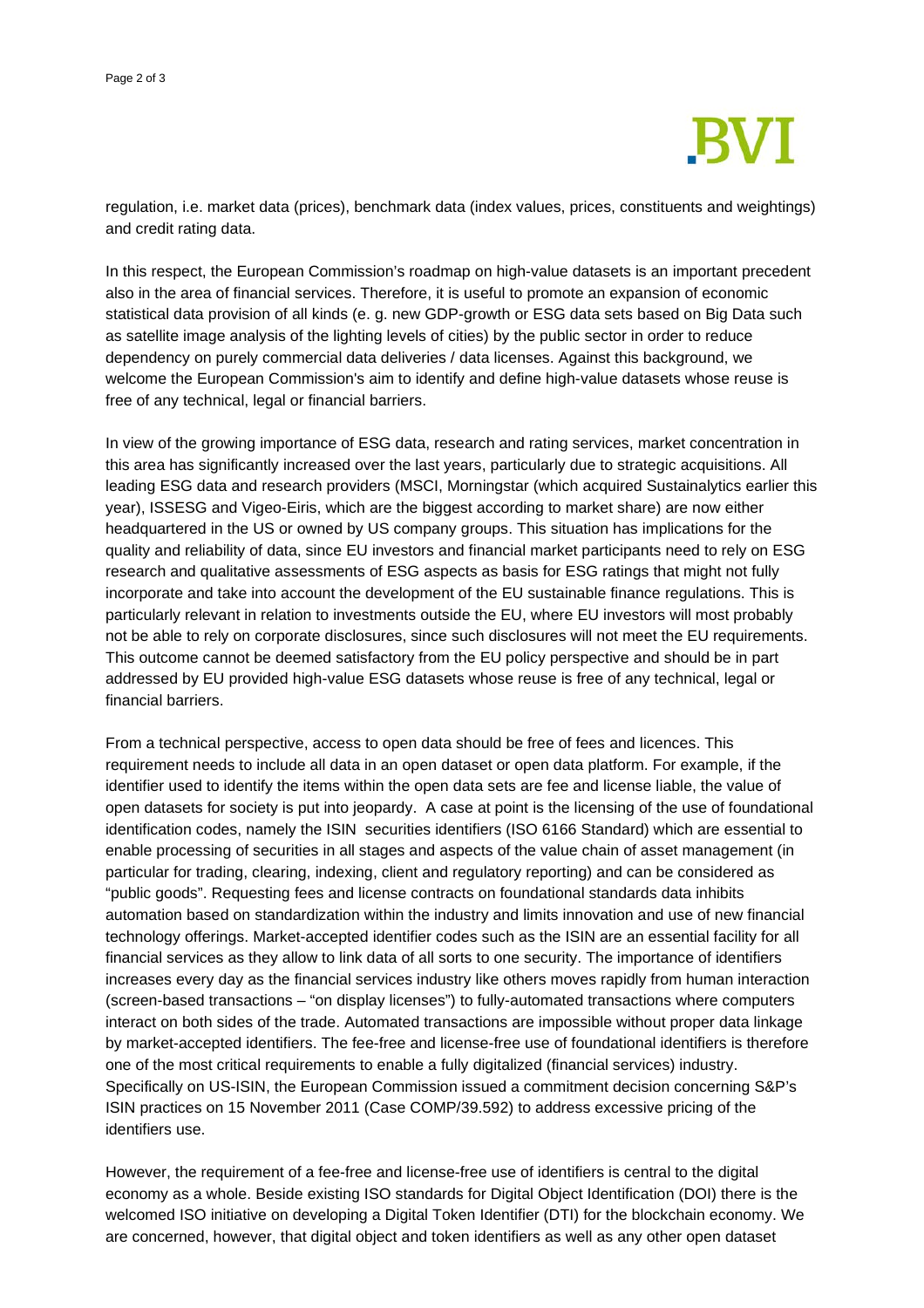regulation, i.e. market data (prices), benchmark data (index values, prices, constituents and weightings) and credit rating data.

In this respect, the European Commission's roadmap on high-value datasets is an important precedent also in the area of financial services. Therefore, it is useful to promote an expansion of economic statistical data provision of all kinds (e. g. new GDP-growth or ESG data sets based on Big Data such as satellite image analysis of the lighting levels of cities) by the public sector in order to reduce dependency on purely commercial data deliveries / data licenses. Against this background, we welcome the European Commission's aim to identify and define high-value datasets whose reuse is free of any technical, legal or financial barriers.

In view of the growing importance of ESG data, research and rating services, market concentration in this area has significantly increased over the last years, particularly due to strategic acquisitions. All leading ESG data and research providers (MSCI, Morningstar (which acquired Sustainalytics earlier this year), ISSESG and Vigeo-Eiris, which are the biggest according to market share) are now either headquartered in the US or owned by US company groups. This situation has implications for the quality and reliability of data, since EU investors and financial market participants need to rely on ESG research and qualitative assessments of ESG aspects as basis for ESG ratings that might not fully incorporate and take into account the development of the EU sustainable finance regulations. This is particularly relevant in relation to investments outside the EU, where EU investors will most probably not be able to rely on corporate disclosures, since such disclosures will not meet the EU requirements. This outcome cannot be deemed satisfactory from the EU policy perspective and should be in part addressed by EU provided high-value ESG datasets whose reuse is free of any technical, legal or financial barriers.

From a technical perspective, access to open data should be free of fees and licences. This requirement needs to include all data in an open dataset or open data platform. For example, if the identifier used to identify the items within the open data sets are fee and license liable, the value of open datasets for society is put into jeopardy. A case at point is the licensing of the use of foundational identification codes, namely the ISIN securities identifiers (ISO 6166 Standard) which are essential to enable processing of securities in all stages and aspects of the value chain of asset management (in particular for trading, clearing, indexing, client and regulatory reporting) and can be considered as "public goods". Requesting fees and license contracts on foundational standards data inhibits automation based on standardization within the industry and limits innovation and use of new financial technology offerings. Market-accepted identifier codes such as the ISIN are an essential facility for all financial services as they allow to link data of all sorts to one security. The importance of identifiers increases every day as the financial services industry like others moves rapidly from human interaction (screen-based transactions – "on display licenses") to fully-automated transactions where computers interact on both sides of the trade. Automated transactions are impossible without proper data linkage by market-accepted identifiers. The fee-free and license-free use of foundational identifiers is therefore one of the most critical requirements to enable a fully digitalized (financial services) industry. Specifically on US-ISIN, the European Commission issued a commitment decision concerning S&P's ISIN practices on 15 November 2011 (Case COMP/39.592) to address excessive pricing of the identifiers use.

However, the requirement of a fee-free and license-free use of identifiers is central to the digital economy as a whole. Beside existing ISO standards for Digital Object Identification (DOI) there is the welcomed ISO initiative on developing a Digital Token Identifier (DTI) for the blockchain economy. We are concerned, however, that digital object and token identifiers as well as any other open dataset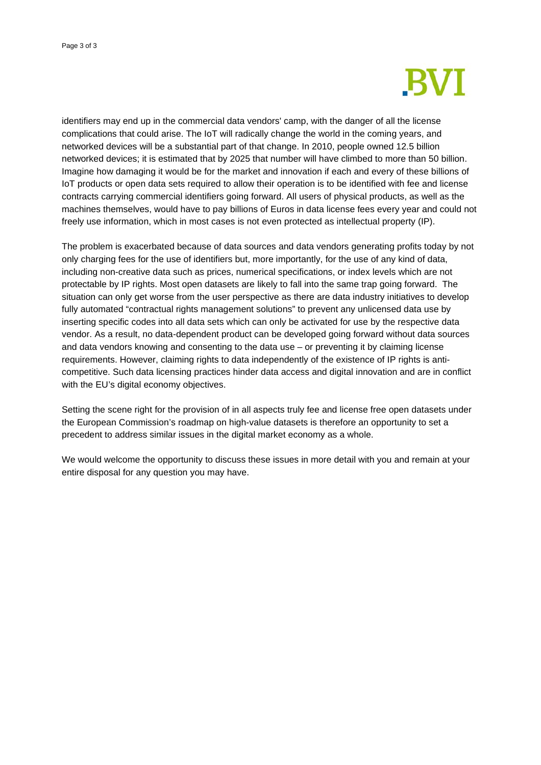identifiers may end up in the commercial data vendors' camp, with the danger of all the license complications that could arise. The IoT will radically change the world in the coming years, and networked devices will be a substantial part of that change. In 2010, people owned 12.5 billion networked devices; it is estimated that by 2025 that number will have climbed to more than 50 billion. Imagine how damaging it would be for the market and innovation if each and every of these billions of IoT products or open data sets required to allow their operation is to be identified with fee and license contracts carrying commercial identifiers going forward. All users of physical products, as well as the machines themselves, would have to pay billions of Euros in data license fees every year and could not freely use information, which in most cases is not even protected as intellectual property (IP).

The problem is exacerbated because of data sources and data vendors generating profits today by not only charging fees for the use of identifiers but, more importantly, for the use of any kind of data, including non-creative data such as prices, numerical specifications, or index levels which are not protectable by IP rights. Most open datasets are likely to fall into the same trap going forward. The situation can only get worse from the user perspective as there are data industry initiatives to develop fully automated "contractual rights management solutions" to prevent any unlicensed data use by inserting specific codes into all data sets which can only be activated for use by the respective data vendor. As a result, no data-dependent product can be developed going forward without data sources and data vendors knowing and consenting to the data use – or preventing it by claiming license requirements. However, claiming rights to data independently of the existence of IP rights is anti-competitive. Such data licensing practices hinder data access and digital innovation and are in conflict with the EU's digital economy objectives.

Setting the scene right for the provision of in all aspects truly fee and license free open datasets under the European Commission's roadmap on high-value datasets is therefore an opportunity to set a precedent to address similar issues in the digital market economy as a whole.

We would welcome the opportunity to discuss these issues in more detail with you and remain at your entire disposal for any question you may have.